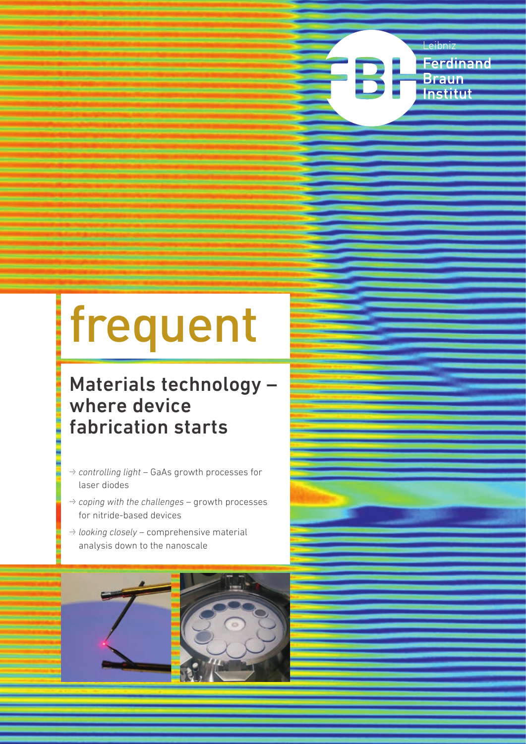Leibniz
Ferdinand
Braun
Institut

# frequent

## Materials technology – where device fabrication starts

- *controlling light* – GaAs growth processes for laser diodes
- *coping with the challenges* – growth processes for nitride-based devices
- *looking closely* – comprehensive material analysis down to the nanoscale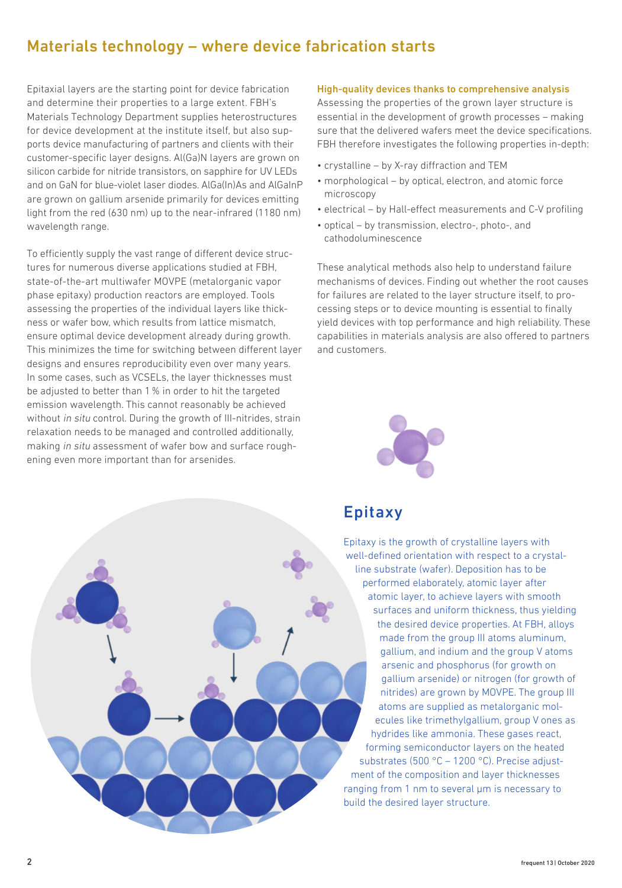## Materials technology – where device fabrication starts

Epitaxial layers are the starting point for device fabrication and determine their properties to a large extent. FBH's Materials Technology Department supplies heterostructures for device development at the institute itself, but also supports device manufacturing of partners and clients with their customer-specific layer designs. Al(Ga)N layers are grown on silicon carbide for nitride transistors, on sapphire for UV LEDs and on GaN for blue-violet laser diodes. AlGa(In)As and AlGaInP are grown on gallium arsenide primarily for devices emitting light from the red (630 nm) up to the near-infrared (1180 nm) wavelength range.

To efficiently supply the vast range of different device structures for numerous diverse applications studied at FBH, state-of-the-art multiwafer MOVPE (metalorganic vapor phase epitaxy) production reactors are employed. Tools assessing the properties of the individual layers like thickness or wafer bow, which results from lattice mismatch, ensure optimal device development already during growth. This minimizes the time for switching between different layer designs and ensures reproducibility even over many years. In some cases, such as VCSELs, the layer thicknesses must be adjusted to better than 1 % in order to hit the targeted emission wavelength. This cannot reasonably be achieved without *in situ* control. During the growth of III-nitrides, strain relaxation needs to be managed and controlled additionally, making *in situ* assessment of wafer bow and surface roughening even more important than for arsenides.

### High-quality devices thanks to comprehensive analysis

Assessing the properties of the grown layer structure is essential in the development of growth processes – making sure that the delivered wafers meet the device specifications. FBH therefore investigates the following properties in-depth:

- crystalline – by X-ray diffraction and TEM
- morphological – by optical, electron, and atomic force microscopy
- electrical – by Hall-effect measurements and C-V profiling
- optical – by transmission, electro-, photo-, and cathodoluminescence

These analytical methods also help to understand failure mechanisms of devices. Finding out whether the root causes for failures are related to the layer structure itself, to processing steps or to device mounting is essential to finally yield devices with top performance and high reliability. These capabilities in materials analysis are also offered to partners and customers.

## Epitaxy

Epitaxy is the growth of crystalline layers with well-defined orientation with respect to a crystalline substrate (wafer). Deposition has to be performed elaborately, atomic layer after atomic layer, to achieve layers with smooth surfaces and uniform thickness, thus yielding the desired device properties. At FBH, alloys made from the group III atoms aluminum, gallium, and indium and the group V atoms arsenic and phosphorus (for growth on gallium arsenide) or nitrogen (for growth of nitrides) are grown by MOVPE. The group III atoms are supplied as metalorganic molecules like trimethylgallium, group V ones as hydrides like ammonia. These gases react, forming semiconductor layers on the heated substrates (500 °C – 1200 °C). Precise adjustment of the composition and layer thicknesses ranging from 1 nm to several µm is necessary to build the desired layer structure.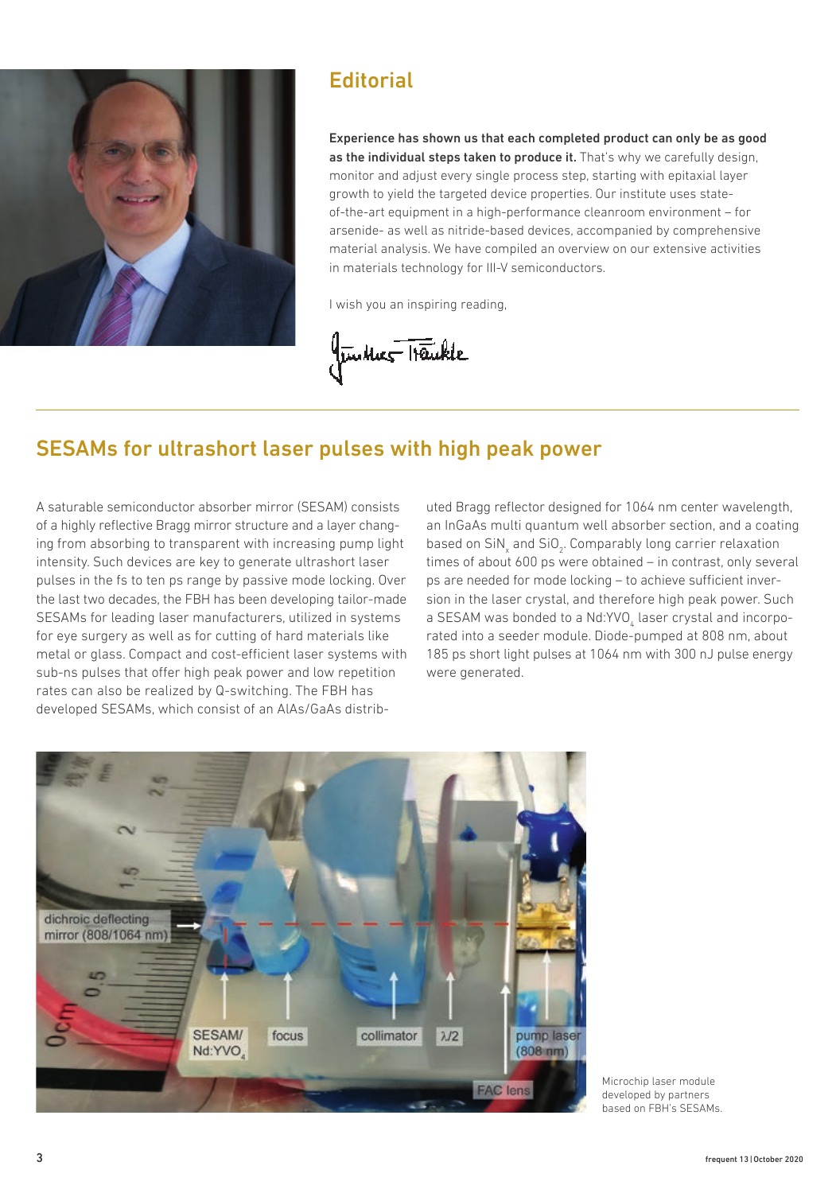## Editorial

**Experience has shown us that each completed product can only be as good as the individual steps taken to produce it.** That's why we carefully design, monitor and adjust every single process step, starting with epitaxial layer growth to yield the targeted device properties. Our institute uses state-of-the-art equipment in a high-performance cleanroom environment – for arsenide- as well as nitride-based devices, accompanied by comprehensive material analysis. We have compiled an overview on our extensive activities in materials technology for III-V semiconductors.

I wish you an inspiring reading,

## SESAMs for ultrashort laser pulses with high peak power

A saturable semiconductor absorber mirror (SESAM) consists of a highly reflective Bragg mirror structure and a layer changing from absorbing to transparent with increasing pump light intensity. Such devices are key to generate ultrashort laser pulses in the fs to ten ps range by passive mode locking. Over the last two decades, the FBH has been developing tailor-made SESAMs for leading laser manufacturers, utilized in systems for eye surgery as well as for cutting of hard materials like metal or glass. Compact and cost-efficient laser systems with sub-ns pulses that offer high peak power and low repetition rates can also be realized by Q-switching. The FBH has developed SESAMs, which consist of an AlAs/GaAs distributed Bragg reflector designed for 1064 nm center wavelength, an InGaAs multi quantum well absorber section, and a coating based on $SiN_x$ and $SiO_2$. Comparably long carrier relaxation times of about 600 ps were obtained – in contrast, only several ps are needed for mode locking – to achieve sufficient inversion in the laser crystal, and therefore high peak power. Such a SESAM was bonded to a $Nd:YVO_4$ laser crystal and incorporated into a seeder module. Diode-pumped at 808 nm, about 185 ps short light pulses at 1064 nm with 300 nJ pulse energy were generated.

Microchip laser module developed by partners based on FBH's SESAMs.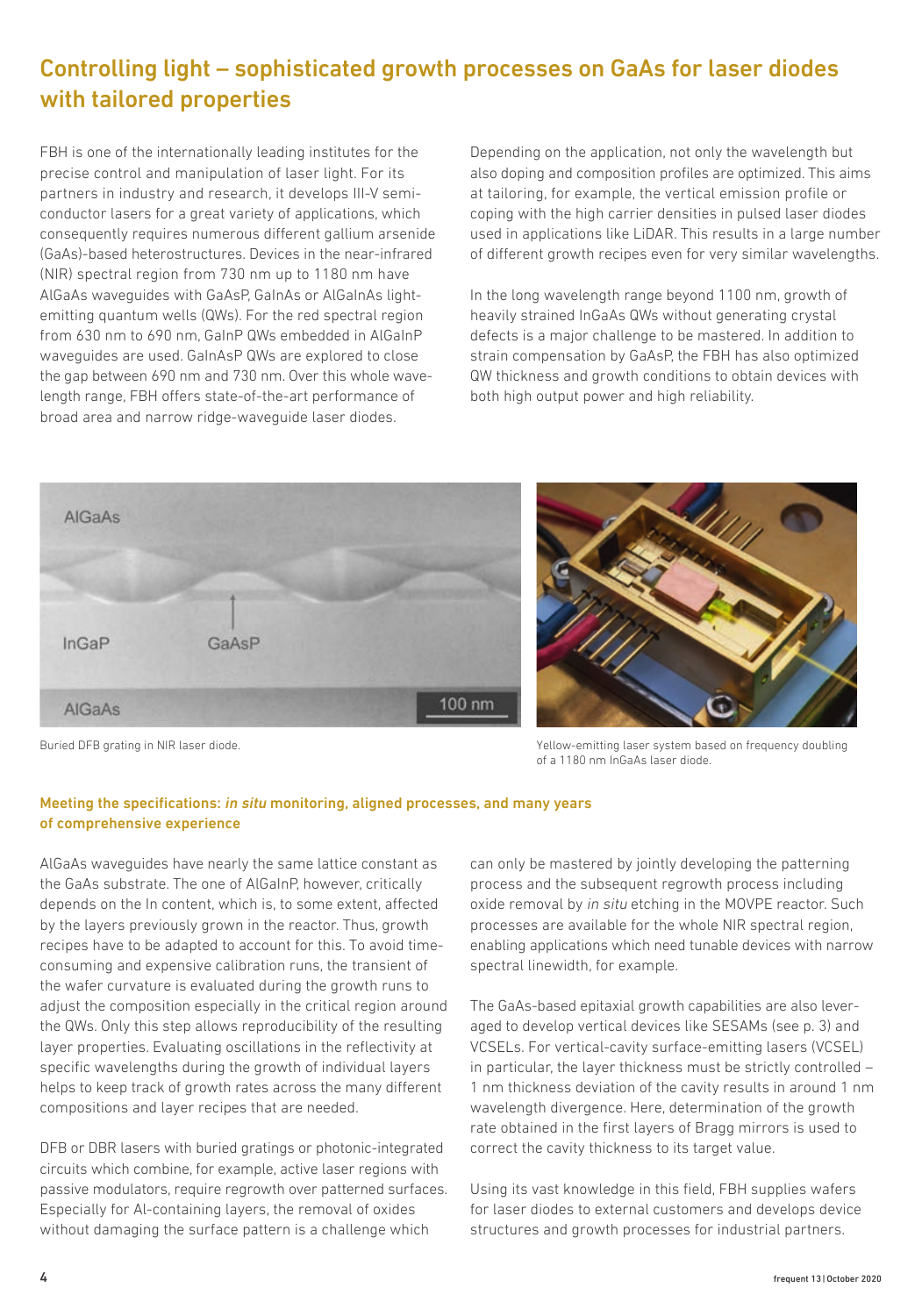# Controlling light – sophisticated growth processes on GaAs for laser diodes with tailored properties

FBH is one of the internationally leading institutes for the precise control and manipulation of laser light. For its partners in industry and research, it develops III-V semiconductor lasers for a great variety of applications, which consequently requires numerous different gallium arsenide (GaAs)-based heterostructures. Devices in the near-infrared (NIR) spectral region from 730 nm up to 1180 nm have AlGaAs waveguides with GaAsP, GaInAs or AlGaInAs light-emitting quantum wells (QWs). For the red spectral region from 630 nm to 690 nm, GaInP QWs embedded in AlGaInP waveguides are used. GaInAsP QWs are explored to close the gap between 690 nm and 730 nm. Over this whole wavelength range, FBH offers state-of-the-art performance of broad area and narrow ridge-waveguide laser diodes.

Depending on the application, not only the wavelength but also doping and composition profiles are optimized. This aims at tailoring, for example, the vertical emission profile or coping with the high carrier densities in pulsed laser diodes used in applications like LiDAR. This results in a large number of different growth recipes even for very similar wavelengths.

In the long wavelength range beyond 1100 nm, growth of heavily strained InGaAs QWs without generating crystal defects is a major challenge to be mastered. In addition to strain compensation by GaAsP, the FBH has also optimized QW thickness and growth conditions to obtain devices with both high output power and high reliability.

Buried DFB grating in NIR laser diode.

Yellow-emitting laser system based on frequency doubling of a 1180 nm InGaAs laser diode.

### Meeting the specifications: *in situ* monitoring, aligned processes, and many years of comprehensive experience

AlGaAs waveguides have nearly the same lattice constant as the GaAs substrate. The one of AlGaInP, however, critically depends on the In content, which is, to some extent, affected by the layers previously grown in the reactor. Thus, growth recipes have to be adapted to account for this. To avoid time-consuming and expensive calibration runs, the transient of the wafer curvature is evaluated during the growth runs to adjust the composition especially in the critical region around the QWs. Only this step allows reproducibility of the resulting layer properties. Evaluating oscillations in the reflectivity at specific wavelengths during the growth of individual layers helps to keep track of growth rates across the many different compositions and layer recipes that are needed.

DFB or DBR lasers with buried gratings or photonic-integrated circuits which combine, for example, active laser regions with passive modulators, require regrowth over patterned surfaces. Especially for Al-containing layers, the removal of oxides without damaging the surface pattern is a challenge which can only be mastered by jointly developing the patterning process and the subsequent regrowth process including oxide removal by *in situ* etching in the MOVPE reactor. Such processes are available for the whole NIR spectral region, enabling applications which need tunable devices with narrow spectral linewidth, for example.

The GaAs-based epitaxial growth capabilities are also leveraged to develop vertical devices like SESAMs (see p. 3) and VCSELs. For vertical-cavity surface-emitting lasers (VCSEL) in particular, the layer thickness must be strictly controlled – 1 nm thickness deviation of the cavity results in around 1 nm wavelength divergence. Here, determination of the growth rate obtained in the first layers of Bragg mirrors is used to correct the cavity thickness to its target value.

Using its vast knowledge in this field, FBH supplies wafers for laser diodes to external customers and develops device structures and growth processes for industrial partners.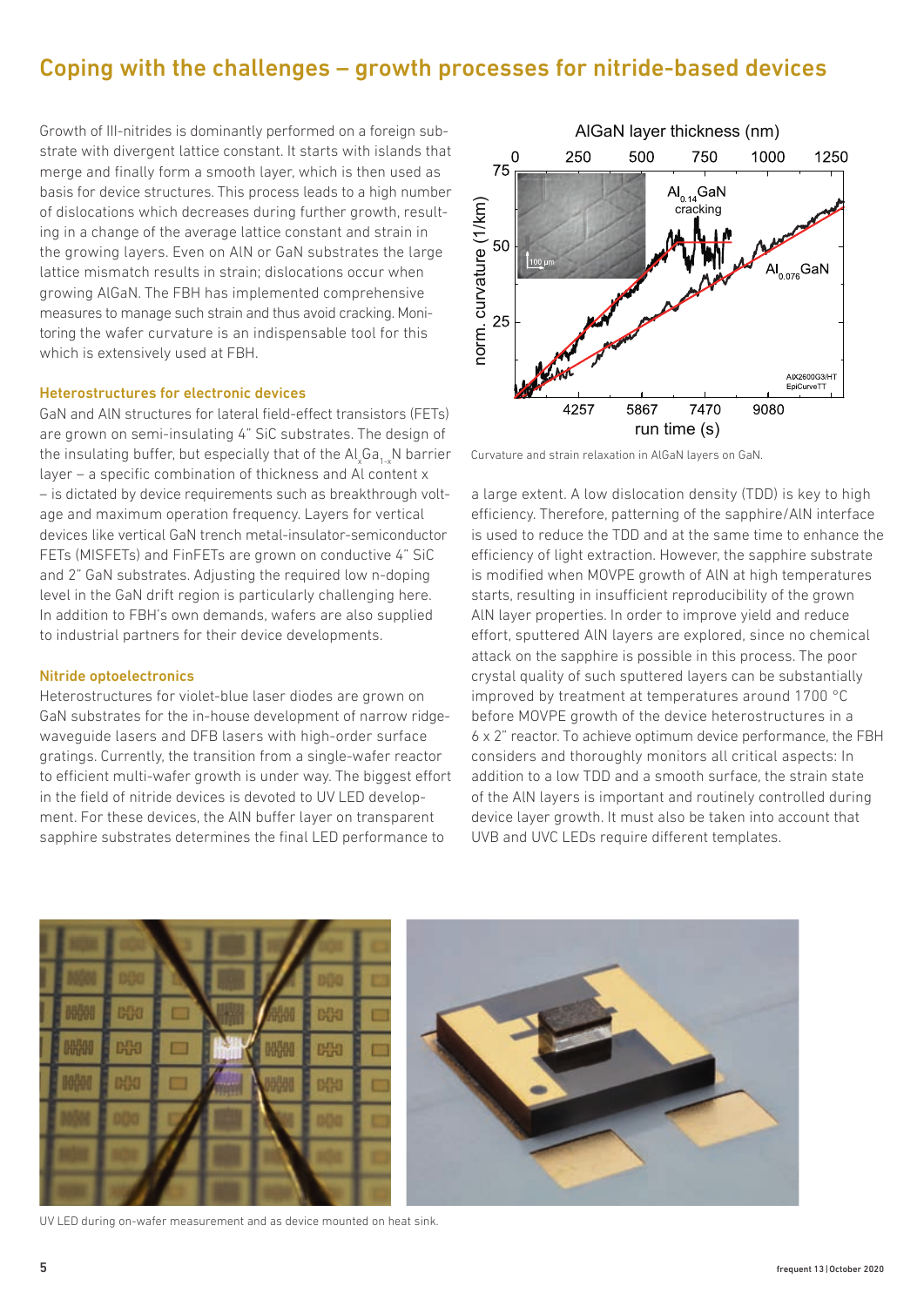# Coping with the challenges – growth processes for nitride-based devices

Growth of III-nitrides is dominantly performed on a foreign substrate with divergent lattice constant. It starts with islands that merge and finally form a smooth layer, which is then used as basis for device structures. This process leads to a high number of dislocations which decreases during further growth, resulting in a change of the average lattice constant and strain in the growing layers. Even on AlN or GaN substrates the large lattice mismatch results in strain; dislocations occur when growing AlGaN. The FBH has implemented comprehensive measures to manage such strain and thus avoid cracking. Monitoring the wafer curvature is an indispensable tool for this which is extensively used at FBH.

### Heterostructures for electronic devices

GaN and AlN structures for lateral field-effect transistors (FETs) are grown on semi-insulating 4" SiC substrates. The design of the insulating buffer, but especially that of the $Al_xGa_{1-x}N$ barrier layer – a specific combination of thickness and Al content x – is dictated by device requirements such as breakthrough voltage and maximum operation frequency. Layers for vertical devices like vertical GaN trench metal-insulator-semiconductor FETs (MISFETs) and FinFETs are grown on conductive 4" SiC and 2" GaN substrates. Adjusting the required low n-doping level in the GaN drift region is particularly challenging here. In addition to FBH's own demands, wafers are also supplied to industrial partners for their device developments.

### Nitride optoelectronics

Heterostructures for violet-blue laser diodes are grown on GaN substrates for the in-house development of narrow ridge-waveguide lasers and DFB lasers with high-order surface gratings. Currently, the transition from a single-wafer reactor to efficient multi-wafer growth is under way. The biggest effort in the field of nitride devices is devoted to UV LED development. For these devices, the AlN buffer layer on transparent sapphire substrates determines the final LED performance to a large extent. A low dislocation density (TDD) is key to high efficiency. Therefore, patterning of the sapphire/AlN interface is used to reduce the TDD and at the same time to enhance the efficiency of light extraction. However, the sapphire substrate is modified when MOVPE growth of AlN at high temperatures starts, resulting in insufficient reproducibility of the grown AlN layer properties. In order to improve yield and reduce effort, sputtered AlN layers are explored, since no chemical attack on the sapphire is possible in this process. The poor crystal quality of such sputtered layers can be substantially improved by treatment at temperatures around 1700 °C before MOVPE growth of the device heterostructures in a 6 x 2" reactor. To achieve optimum device performance, the FBH considers and thoroughly monitors all critical aspects: In addition to a low TDD and a smooth surface, the strain state of the AlN layers is important and routinely controlled during device layer growth. It must also be taken into account that UVB and UVC LEDs require different templates.

Curvature and strain relaxation in AlGaN layers on GaN.

UV LED during on-wafer measurement and as device mounted on heat sink.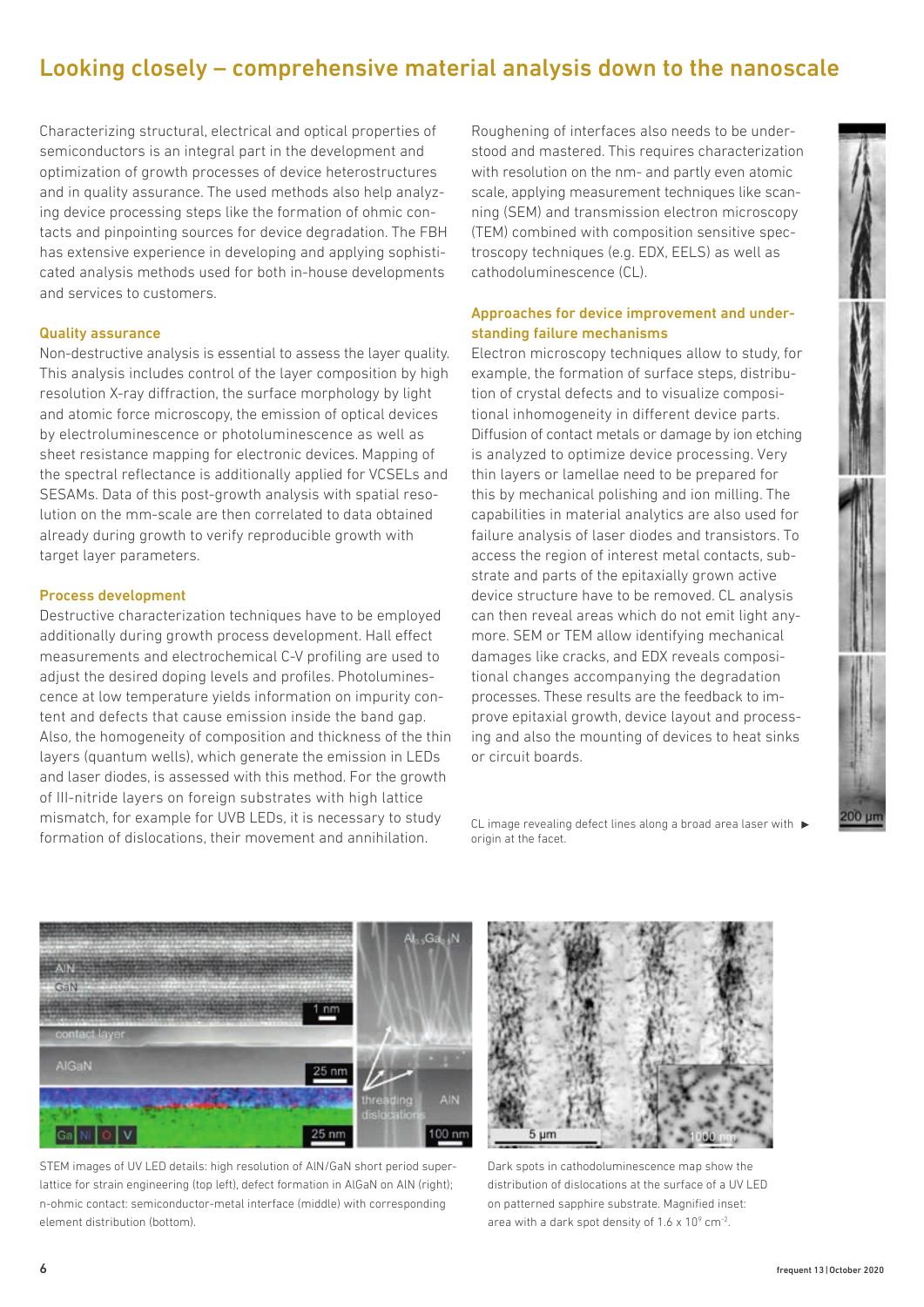## Looking closely – comprehensive material analysis down to the nanoscale

Characterizing structural, electrical and optical properties of semiconductors is an integral part in the development and optimization of growth processes of device heterostructures and in quality assurance. The used methods also help analyzing device processing steps like the formation of ohmic contacts and pinpointing sources for device degradation. The FBH has extensive experience in developing and applying sophisticated analysis methods used for both in-house developments and services to customers.

### Quality assurance

Non-destructive analysis is essential to assess the layer quality. This analysis includes control of the layer composition by high resolution X-ray diffraction, the surface morphology by light and atomic force microscopy, the emission of optical devices by electroluminescence or photoluminescence as well as sheet resistance mapping for electronic devices. Mapping of the spectral reflectance is additionally applied for VCSELs and SESAMs. Data of this post-growth analysis with spatial resolution on the mm-scale are then correlated to data obtained already during growth to verify reproducible growth with target layer parameters.

### Process development

Destructive characterization techniques have to be employed additionally during growth process development. Hall effect measurements and electrochemical C-V profiling are used to adjust the desired doping levels and profiles. Photoluminescence at low temperature yields information on impurity content and defects that cause emission inside the band gap. Also, the homogeneity of composition and thickness of the thin layers (quantum wells), which generate the emission in LEDs and laser diodes, is assessed with this method. For the growth of III-nitride layers on foreign substrates with high lattice mismatch, for example for UVB LEDs, it is necessary to study formation of dislocations, their movement and annihilation.

Roughening of interfaces also needs to be understood and mastered. This requires characterization with resolution on the nm- and partly even atomic scale, applying measurement techniques like scanning (SEM) and transmission electron microscopy (TEM) combined with composition sensitive spectroscopy techniques (e.g. EDX, EELS) as well as cathodoluminescence (CL).

### Approaches for device improvement and understanding failure mechanisms

Electron microscopy techniques allow to study, for example, the formation of surface steps, distribution of crystal defects and to visualize compositional inhomogeneity in different device parts. Diffusion of contact metals or damage by ion etching is analyzed to optimize device processing. Very thin layers or lamellae need to be prepared for this by mechanical polishing and ion milling. The capabilities in material analytics are also used for failure analysis of laser diodes and transistors. To access the region of interest metal contacts, substrate and parts of the epitaxially grown active device structure have to be removed. CL analysis can then reveal areas which do not emit light anymore. SEM or TEM allow identifying mechanical damages like cracks, and EDX reveals compositional changes accompanying the degradation processes. These results are the feedback to improve epitaxial growth, device layout and processing and also the mounting of devices to heat sinks or circuit boards.

CL image revealing defect lines along a broad area laser with origin at the facet. ▶

STEM images of UV LED details: high resolution of AlN/GaN short period superlattice for strain engineering (top left), defect formation in AlGaN on AlN (right); n-ohmic contact: semiconductor-metal interface (middle) with corresponding element distribution (bottom).

Dark spots in cathodoluminescence map show the distribution of dislocations at the surface of a UV LED on patterned sapphire substrate. Magnified inset: area with a dark spot density of $1.6 \times 10^9$ cm$^{-2}$.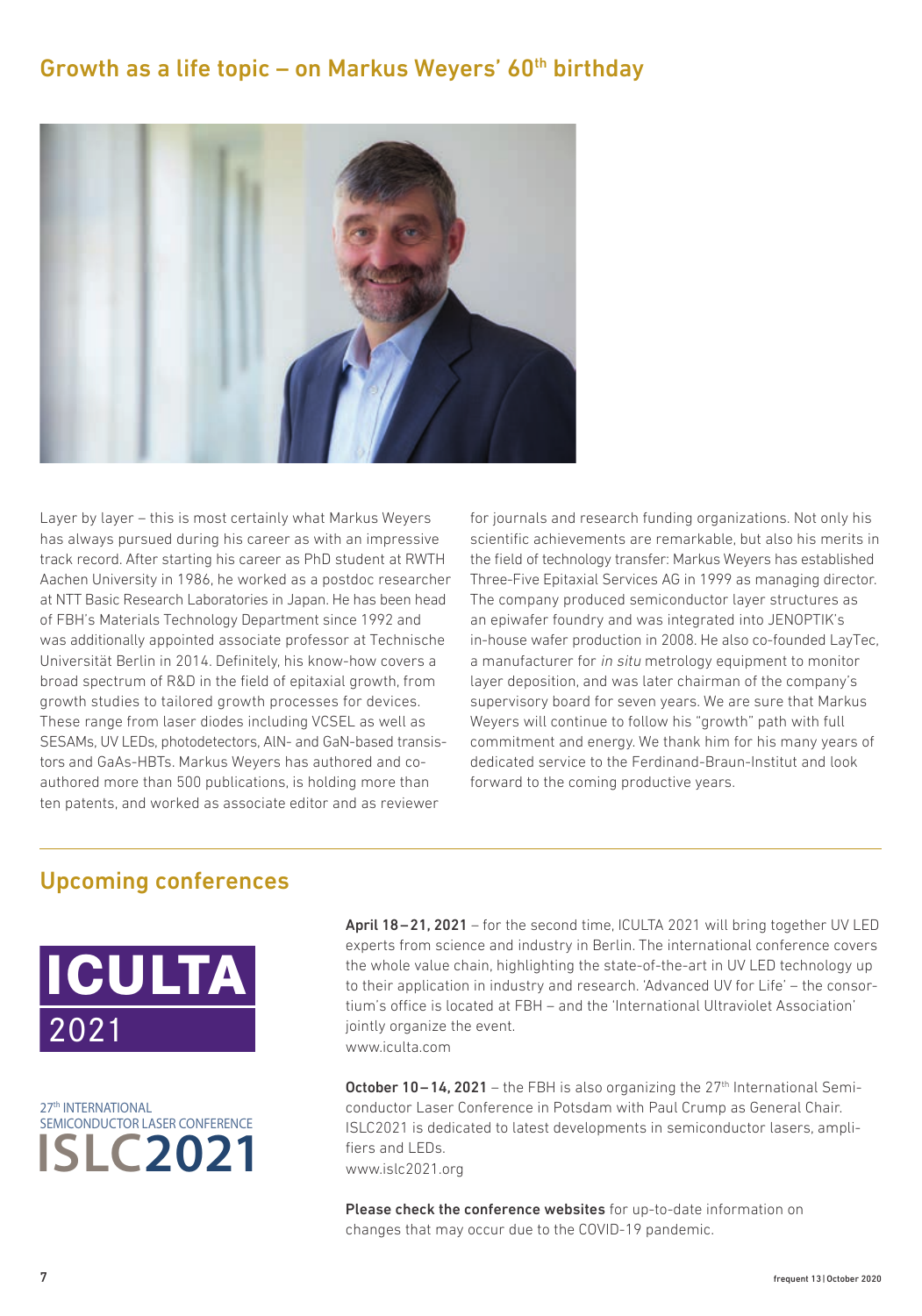## Growth as a life topic – on Markus Weyers' 60th birthday

Layer by layer – this is most certainly what Markus Weyers has always pursued during his career as with an impressive track record. After starting his career as PhD student at RWTH Aachen University in 1986, he worked as a postdoc researcher at NTT Basic Research Laboratories in Japan. He has been head of FBH's Materials Technology Department since 1992 and was additionally appointed associate professor at Technische Universität Berlin in 2014. Definitely, his know-how covers a broad spectrum of R&D in the field of epitaxial growth, from growth studies to tailored growth processes for devices. These range from laser diodes including VCSEL as well as SESAMs, UV LEDs, photodetectors, AlN- and GaN-based transistors and GaAs-HBTs. Markus Weyers has authored and co-authored more than 500 publications, is holding more than ten patents, and worked as associate editor and as reviewer for journals and research funding organizations. Not only his scientific achievements are remarkable, but also his merits in the field of technology transfer: Markus Weyers has established Three-Five Epitaxial Services AG in 1999 as managing director. The company produced semiconductor layer structures as an epiwafer foundry and was integrated into JENOPTIK's in-house wafer production in 2008. He also co-founded LayTec, a manufacturer for *in situ* metrology equipment to monitor layer deposition, and was later chairman of the company's supervisory board for seven years. We are sure that Markus Weyers will continue to follow his "growth" path with full commitment and energy. We thank him for his many years of dedicated service to the Ferdinand-Braun-Institut and look forward to the coming productive years.

## Upcoming conferences

ICULTA 2021

**April 18–21, 2021** – for the second time, ICULTA 2021 will bring together UV LED experts from science and industry in Berlin. The international conference covers the whole value chain, highlighting the state-of-the-art in UV LED technology up to their application in industry and research. 'Advanced UV for Life' – the consortium's office is located at FBH – and the 'International Ultraviolet Association' jointly organize the event.
www.iculta.com

27th INTERNATIONAL SEMICONDUCTOR LASER CONFERENCE ISLC2021

**October 10–14, 2021** – the FBH is also organizing the 27th International Semiconductor Laser Conference in Potsdam with Paul Crump as General Chair. ISLC2021 is dedicated to latest developments in semiconductor lasers, amplifiers and LEDs.
www.islc2021.org

**Please check the conference websites** for up-to-date information on changes that may occur due to the COVID-19 pandemic.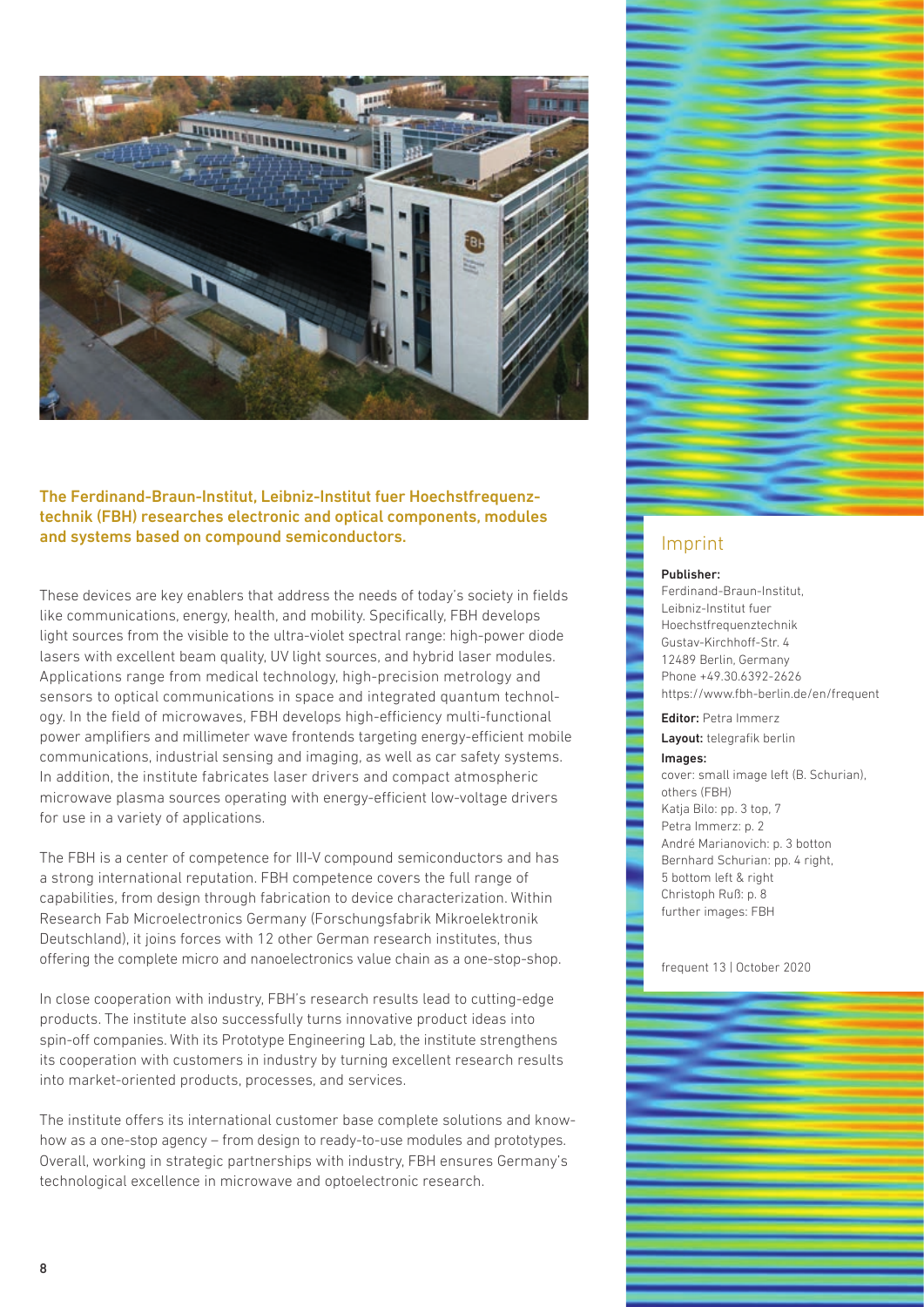**The Ferdinand-Braun-Institut, Leibniz-Institut fuer Hoechstfrequenz-technik (FBH) researches electronic and optical components, modules and systems based on compound semiconductors.**

These devices are key enablers that address the needs of today's society in fields like communications, energy, health, and mobility. Specifically, FBH develops light sources from the visible to the ultra-violet spectral range: high-power diode lasers with excellent beam quality, UV light sources, and hybrid laser modules. Applications range from medical technology, high-precision metrology and sensors to optical communications in space and integrated quantum technology. In the field of microwaves, FBH develops high-efficiency multi-functional power amplifiers and millimeter wave frontends targeting energy-efficient mobile communications, industrial sensing and imaging, as well as car safety systems. In addition, the institute fabricates laser drivers and compact atmospheric microwave plasma sources operating with energy-efficient low-voltage drivers for use in a variety of applications.

The FBH is a center of competence for III-V compound semiconductors and has a strong international reputation. FBH competence covers the full range of capabilities, from design through fabrication to device characterization. Within Research Fab Microelectronics Germany (Forschungsfabrik Mikroelektronik Deutschland), it joins forces with 12 other German research institutes, thus offering the complete micro and nanoelectronics value chain as a one-stop-shop.

In close cooperation with industry, FBH's research results lead to cutting-edge products. The institute also successfully turns innovative product ideas into spin-off companies. With its Prototype Engineering Lab, the institute strengthens its cooperation with customers in industry by turning excellent research results into market-oriented products, processes, and services.

The institute offers its international customer base complete solutions and know-how as a one-stop agency – from design to ready-to-use modules and prototypes. Overall, working in strategic partnerships with industry, FBH ensures Germany's technological excellence in microwave and optoelectronic research.

## Imprint

**Publisher:**
Ferdinand-Braun-Institut,
Leibniz-Institut fuer
Hoechstfrequenztechnik
Gustav-Kirchhoff-Str. 4
12489 Berlin, Germany
Phone +49.30.6392-2626
https://www.fbh-berlin.de/en/frequent

**Editor:** Petra Immerz

**Layout:** telegrafik berlin

**Images:**
cover: small image left (B. Schurian), others (FBH)
Katja Bilo: pp. 3 top, 7
Petra Immerz: p. 2
André Marianovich: p. 3 botton
Bernhard Schurian: pp. 4 right, 5 bottom left & right
Christoph Ruß: p. 8
further images: FBH

frequent 13 | October 2020